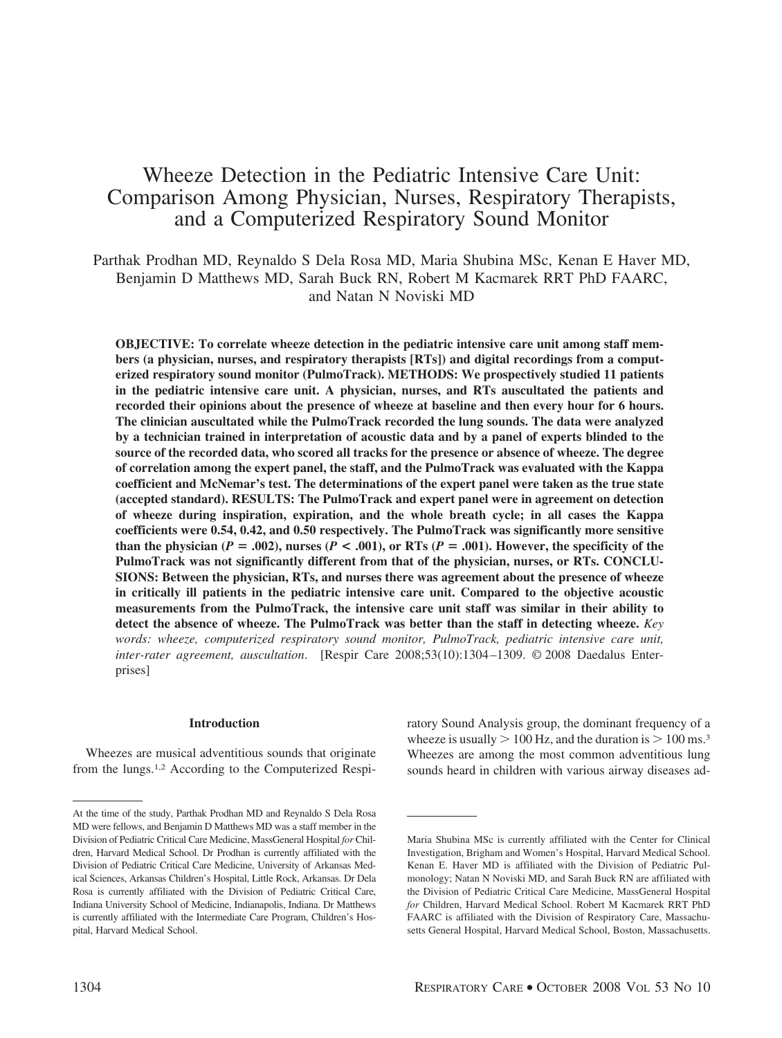# Wheeze Detection in the Pediatric Intensive Care Unit: Comparison Among Physician, Nurses, Respiratory Therapists, and a Computerized Respiratory Sound Monitor

Parthak Prodhan MD, Reynaldo S Dela Rosa MD, Maria Shubina MSc, Kenan E Haver MD, Benjamin D Matthews MD, Sarah Buck RN, Robert M Kacmarek RRT PhD FAARC, and Natan N Noviski MD

**OBJECTIVE: To correlate wheeze detection in the pediatric intensive care unit among staff members (a physician, nurses, and respiratory therapists [RTs]) and digital recordings from a computerized respiratory sound monitor (PulmoTrack). METHODS: We prospectively studied 11 patients in the pediatric intensive care unit. A physician, nurses, and RTs auscultated the patients and recorded their opinions about the presence of wheeze at baseline and then every hour for 6 hours. The clinician auscultated while the PulmoTrack recorded the lung sounds. The data were analyzed by a technician trained in interpretation of acoustic data and by a panel of experts blinded to the source of the recorded data, who scored all tracks for the presence or absence of wheeze. The degree of correlation among the expert panel, the staff, and the PulmoTrack was evaluated with the Kappa coefficient and McNemar's test. The determinations of the expert panel were taken as the true state (accepted standard). RESULTS: The PulmoTrack and expert panel were in agreement on detection of wheeze during inspiration, expiration, and the whole breath cycle; in all cases the Kappa coefficients were 0.54, 0.42, and 0.50 respectively. The PulmoTrack was significantly more sensitive than the physician ($P = .002$), nurses ($P < .001$), or RTs ($P = .001$). However, the specificity of the PulmoTrack was not significantly different from that of the physician, nurses, or RTs. CONCLUSIONS: Between the physician, RTs, and nurses there was agreement about the presence of wheeze in critically ill patients in the pediatric intensive care unit. Compared to the objective acoustic measurements from the PulmoTrack, the intensive care unit staff was similar in their ability to detect the absence of wheeze. The PulmoTrack was better than the staff in detecting wheeze.** *Key words: wheeze, computerized respiratory sound monitor, PulmoTrack, pediatric intensive care unit, inter-rater agreement, auscultation.* [Respir Care 2008;53(10):1304–1309. © 2008 Daedalus Enterprises]

## Introduction

Wheezes are musical adventitious sounds that originate from the lungs.[1,2] According to the Computerized Respiratory Sound Analysis group, the dominant frequency of a wheeze is usually > 100 Hz, and the duration is > 100 ms.[3] Wheezes are among the most common adventitious lung sounds heard in children with various airway diseases ad-

---

At the time of the study, Parthak Prodhan MD and Reynaldo S Dela Rosa MD were fellows, and Benjamin D Matthews MD was a staff member in the Division of Pediatric Critical Care Medicine, MassGeneral Hospital *for* Children, Harvard Medical School. Dr Prodhan is currently affiliated with the Division of Pediatric Critical Care Medicine, University of Arkansas Medical Sciences, Arkansas Children's Hospital, Little Rock, Arkansas. Dr Dela Rosa is currently affiliated with the Division of Pediatric Critical Care, Indiana University School of Medicine, Indianapolis, Indiana. Dr Matthews is currently affiliated with the Intermediate Care Program, Children's Hospital, Harvard Medical School.

Maria Shubina MSc is currently affiliated with the Center for Clinical Investigation, Brigham and Women's Hospital, Harvard Medical School. Kenan E. Haver MD is affiliated with the Division of Pediatric Pulmonology; Natan N Noviski MD, and Sarah Buck RN are affiliated with the Division of Pediatric Critical Care Medicine, MassGeneral Hospital *for* Children, Harvard Medical School. Robert M Kacmarek RRT PhD FAARC is affiliated with the Division of Respiratory Care, Massachusetts General Hospital, Harvard Medical School, Boston, Massachusetts.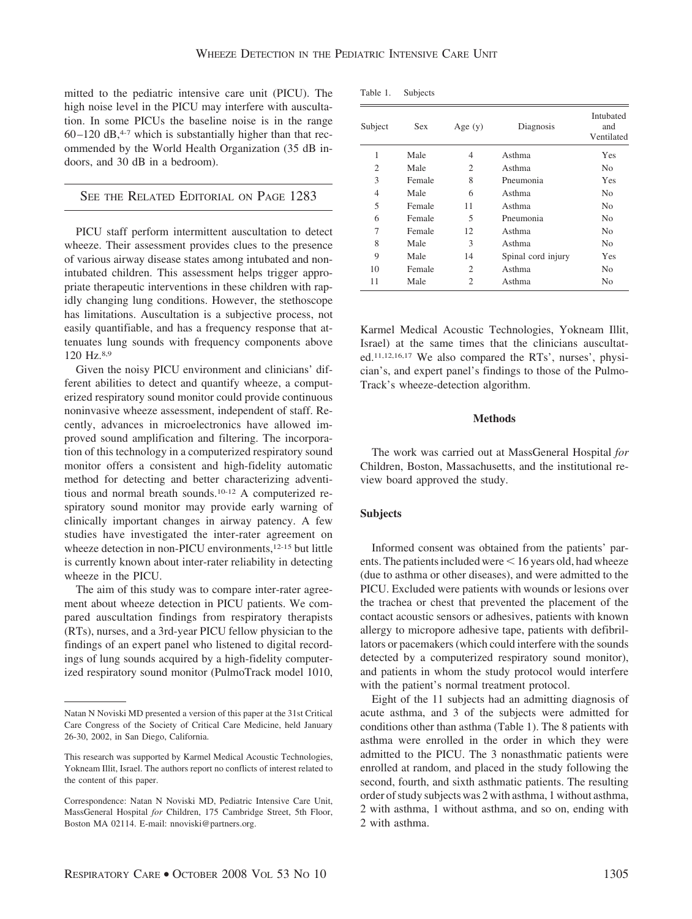mitted to the pediatric intensive care unit (PICU). The high noise level in the PICU may interfere with auscultation. In some PICUs the baseline noise is in the range 60–120 dB,[4-7] which is substantially higher than that recommended by the World Health Organization (35 dB indoors, and 30 dB in a bedroom).

SEE THE RELATED EDITORIAL ON PAGE 1283

PICU staff perform intermittent auscultation to detect wheeze. Their assessment provides clues to the presence of various airway disease states among intubated and nonintubated children. This assessment helps trigger appropriate therapeutic interventions in these children with rapidly changing lung conditions. However, the stethoscope has limitations. Auscultation is a subjective process, not easily quantifiable, and has a frequency response that attenuates lung sounds with frequency components above 120 Hz.[8,9]

Given the noisy PICU environment and clinicians' different abilities to detect and quantify wheeze, a computerized respiratory sound monitor could provide continuous noninvasive wheeze assessment, independent of staff. Recently, advances in microelectronics have allowed improved sound amplification and filtering. The incorporation of this technology in a computerized respiratory sound monitor offers a consistent and high-fidelity automatic method for detecting and better characterizing adventitious and normal breath sounds.[10-12] A computerized respiratory sound monitor may provide early warning of clinically important changes in airway patency. A few studies have investigated the inter-rater agreement on wheeze detection in non-PICU environments,[12-15] but little is currently known about inter-rater reliability in detecting wheeze in the PICU.

The aim of this study was to compare inter-rater agreement about wheeze detection in PICU patients. We compared auscultation findings from respiratory therapists (RTs), nurses, and a 3rd-year PICU fellow physician to the findings of an expert panel who listened to digital recordings of lung sounds acquired by a high-fidelity computerized respiratory sound monitor (PulmoTrack model 1010, Karmel Medical Acoustic Technologies, Yokneam Illit, Israel) at the same times that the clinicians auscultated.[11,12,16,17] We also compared the RTs', nurses', physician's, and expert panel's findings to those of the PulmoTrack's wheeze-detection algorithm.

Table 1. Subjects

| Subject | Sex | Age (y) | Diagnosis | Intubated and Ventilated |
|---|---|---|---|---|
| 1 | Male | 4 | Asthma | Yes |
| 2 | Male | 2 | Asthma | No |
| 3 | Female | 8 | Pneumonia | Yes |
| 4 | Male | 6 | Asthma | No |
| 5 | Female | 11 | Asthma | No |
| 6 | Female | 5 | Pneumonia | No |
| 7 | Female | 12 | Asthma | No |
| 8 | Male | 3 | Asthma | No |
| 9 | Male | 14 | Spinal cord injury | Yes |
| 10 | Female | 2 | Asthma | No |
| 11 | Male | 2 | Asthma | No |

## Methods

The work was carried out at MassGeneral Hospital *for* Children, Boston, Massachusetts, and the institutional review board approved the study.

### Subjects

Informed consent was obtained from the patients' parents. The patients included were < 16 years old, had wheeze (due to asthma or other diseases), and were admitted to the PICU. Excluded were patients with wounds or lesions over the trachea or chest that prevented the placement of the contact acoustic sensors or adhesives, patients with known allergy to micropore adhesive tape, patients with defibrillators or pacemakers (which could interfere with the sounds detected by a computerized respiratory sound monitor), and patients in whom the study protocol would interfere with the patient's normal treatment protocol.

Eight of the 11 subjects had an admitting diagnosis of acute asthma, and 3 of the subjects were admitted for conditions other than asthma (Table 1). The 8 patients with asthma were enrolled in the order in which they were admitted to the PICU. The 3 nonasthmatic patients were enrolled at random, and placed in the study following the second, fourth, and sixth asthmatic patients. The resulting order of study subjects was 2 with asthma, 1 without asthma, 2 with asthma, 1 without asthma, and so on, ending with 2 with asthma.

Natan N Noviski MD presented a version of this paper at the 31st Critical Care Congress of the Society of Critical Care Medicine, held January 26-30, 2002, in San Diego, California.

This research was supported by Karmel Medical Acoustic Technologies, Yokneam Illit, Israel. The authors report no conflicts of interest related to the content of this paper.

Correspondence: Natan N Noviski MD, Pediatric Intensive Care Unit, MassGeneral Hospital *for* Children, 175 Cambridge Street, 5th Floor, Boston MA 02114. E-mail: nnoviski@partners.org.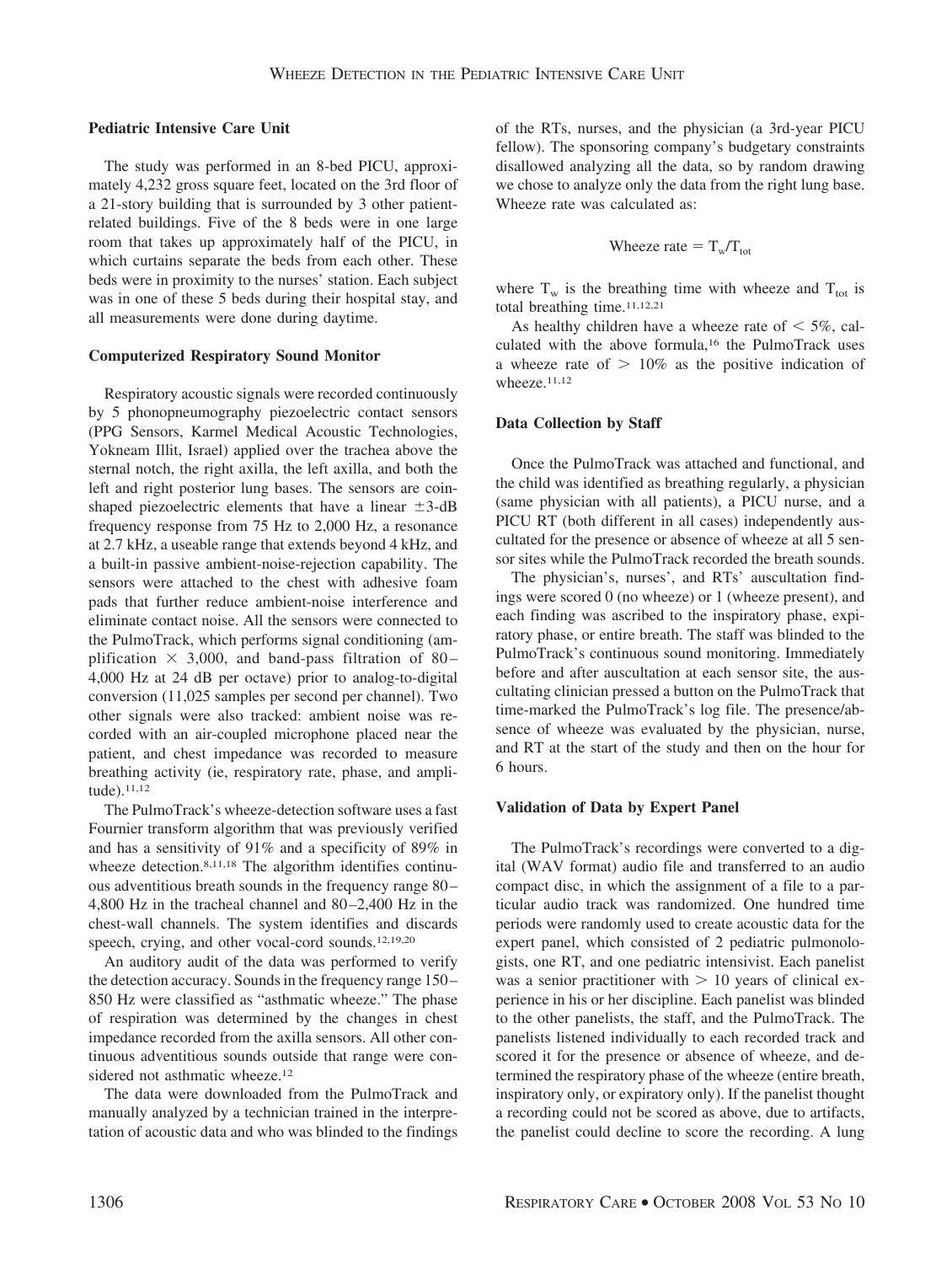### Pediatric Intensive Care Unit

The study was performed in an 8-bed PICU, approximately 4,232 gross square feet, located on the 3rd floor of a 21-story building that is surrounded by 3 other patient-related buildings. Five of the 8 beds were in one large room that takes up approximately half of the PICU, in which curtains separate the beds from each other. These beds were in proximity to the nurses' station. Each subject was in one of these 5 beds during their hospital stay, and all measurements were done during daytime.

### Computerized Respiratory Sound Monitor

Respiratory acoustic signals were recorded continuously by 5 phonopneumography piezoelectric contact sensors (PPG Sensors, Karmel Medical Acoustic Technologies, Yokneam Illit, Israel) applied over the trachea above the sternal notch, the right axilla, the left axilla, and both the left and right posterior lung bases. The sensors are coin-shaped piezoelectric elements that have a linear ±3-dB frequency response from 75 Hz to 2,000 Hz, a resonance at 2.7 kHz, a useable range that extends beyond 4 kHz, and a built-in passive ambient-noise-rejection capability. The sensors were attached to the chest with adhesive foam pads that further reduce ambient-noise interference and eliminate contact noise. All the sensors were connected to the PulmoTrack, which performs signal conditioning (amplification × 3,000, and band-pass filtration of 80–4,000 Hz at 24 dB per octave) prior to analog-to-digital conversion (11,025 samples per second per channel). Two other signals were also tracked: ambient noise was recorded with an air-coupled microphone placed near the patient, and chest impedance was recorded to measure breathing activity (ie, respiratory rate, phase, and amplitude).[11,12]

The PulmoTrack's wheeze-detection software uses a fast Fournier transform algorithm that was previously verified and has a sensitivity of 91% and a specificity of 89% in wheeze detection.[8,11,18] The algorithm identifies continuous adventitious breath sounds in the frequency range 80–4,800 Hz in the tracheal channel and 80–2,400 Hz in the chest-wall channels. The system identifies and discards speech, crying, and other vocal-cord sounds.[12,19,20]

An auditory audit of the data was performed to verify the detection accuracy. Sounds in the frequency range 150–850 Hz were classified as "asthmatic wheeze." The phase of respiration was determined by the changes in chest impedance recorded from the axilla sensors. All other continuous adventitious sounds outside that range were considered not asthmatic wheeze.[12]

The data were downloaded from the PulmoTrack and manually analyzed by a technician trained in the interpretation of acoustic data and who was blinded to the findings of the RTs, nurses, and the physician (a 3rd-year PICU fellow). The sponsoring company's budgetary constraints disallowed analyzing all the data, so by random drawing we chose to analyze only the data from the right lung base. Wheeze rate was calculated as:

$$\text{Wheeze rate} = T_w/T_{tot}$$

where $T_w$ is the breathing time with wheeze and $T_{tot}$ is total breathing time.[11,12,21]

As healthy children have a wheeze rate of $< 5\%$, calculated with the above formula,[16] the PulmoTrack uses a wheeze rate of $> 10\%$ as the positive indication of wheeze.[11,12]

### Data Collection by Staff

Once the PulmoTrack was attached and functional, and the child was identified as breathing regularly, a physician (same physician with all patients), a PICU nurse, and a PICU RT (both different in all cases) independently auscultated for the presence or absence of wheeze at all 5 sensor sites while the PulmoTrack recorded the breath sounds.

The physician's, nurses', and RTs' auscultation findings were scored 0 (no wheeze) or 1 (wheeze present), and each finding was ascribed to the inspiratory phase, expiratory phase, or entire breath. The staff was blinded to the PulmoTrack's continuous sound monitoring. Immediately before and after auscultation at each sensor site, the auscultating clinician pressed a button on the PulmoTrack that time-marked the PulmoTrack's log file. The presence/absence of wheeze was evaluated by the physician, nurse, and RT at the start of the study and then on the hour for 6 hours.

### Validation of Data by Expert Panel

The PulmoTrack's recordings were converted to a digital (WAV format) audio file and transferred to an audio compact disc, in which the assignment of a file to a particular audio track was randomized. One hundred time periods were randomly used to create acoustic data for the expert panel, which consisted of 2 pediatric pulmonologists, one RT, and one pediatric intensivist. Each panelist was a senior practitioner with > 10 years of clinical experience in his or her discipline. Each panelist was blinded to the other panelists, the staff, and the PulmoTrack. The panelists listened individually to each recorded track and scored it for the presence or absence of wheeze, and determined the respiratory phase of the wheeze (entire breath, inspiratory only, or expiratory only). If the panelist thought a recording could not be scored as above, due to artifacts, the panelist could decline to score the recording. A lung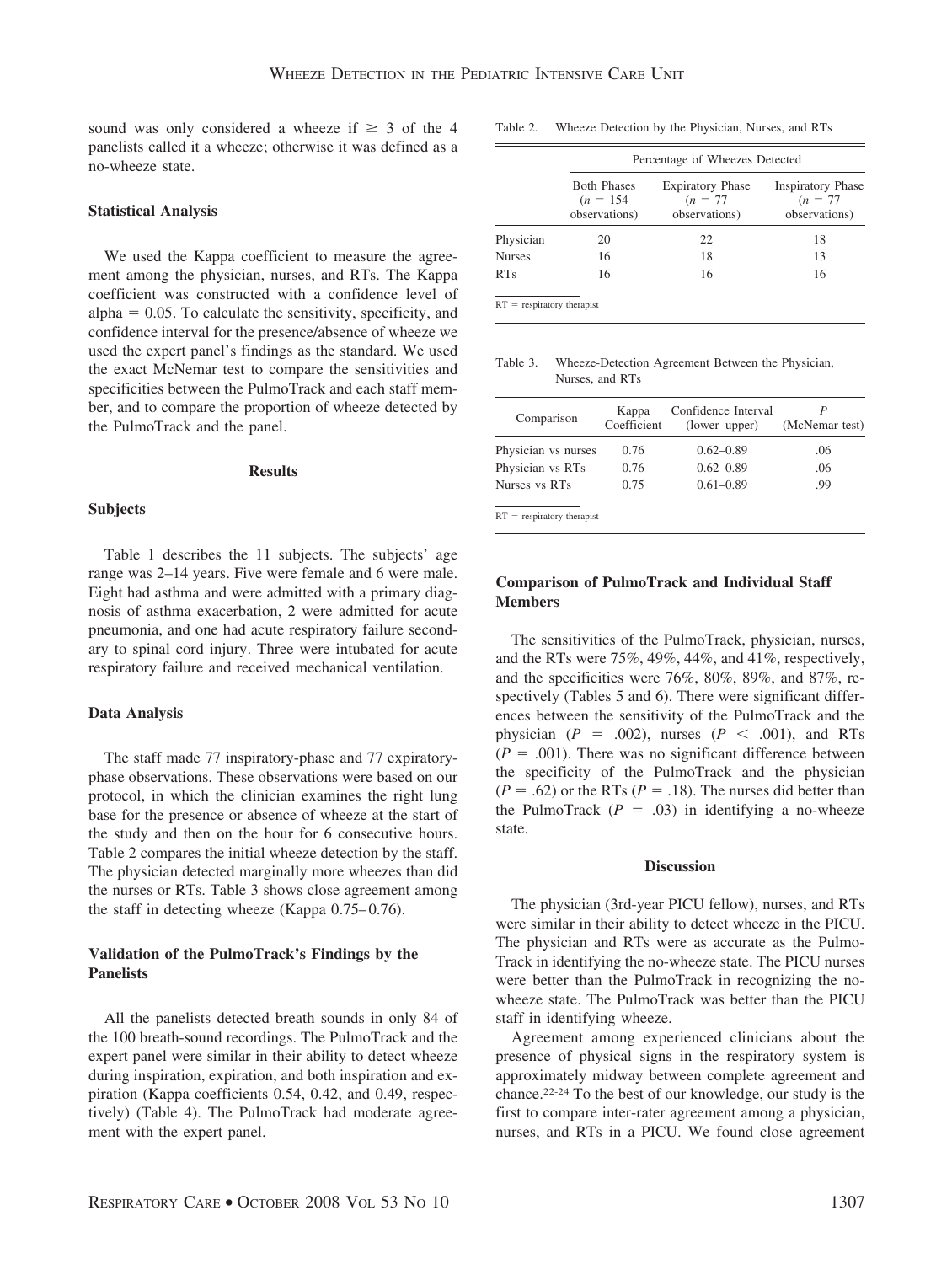sound was only considered a wheeze if ≥ 3 of the 4 panelists called it a wheeze; otherwise it was defined as a no-wheeze state.

### Statistical Analysis

We used the Kappa coefficient to measure the agreement among the physician, nurses, and RTs. The Kappa coefficient was constructed with a confidence level of alpha = 0.05. To calculate the sensitivity, specificity, and confidence interval for the presence/absence of wheeze we used the expert panel's findings as the standard. We used the exact McNemar test to compare the sensitivities and specificities between the PulmoTrack and each staff member, and to compare the proportion of wheeze detected by the PulmoTrack and the panel.

## Results

### Subjects

Table 1 describes the 11 subjects. The subjects' age range was 2–14 years. Five were female and 6 were male. Eight had asthma and were admitted with a primary diagnosis of asthma exacerbation, 2 were admitted for acute pneumonia, and one had acute respiratory failure secondary to spinal cord injury. Three were intubated for acute respiratory failure and received mechanical ventilation.

### Data Analysis

The staff made 77 inspiratory-phase and 77 expiratory-phase observations. These observations were based on our protocol, in which the clinician examines the right lung base for the presence or absence of wheeze at the start of the study and then on the hour for 6 consecutive hours. Table 2 compares the initial wheeze detection by the staff. The physician detected marginally more wheezes than did the nurses or RTs. Table 3 shows close agreement among the staff in detecting wheeze (Kappa 0.75–0.76).

### Validation of the PulmoTrack's Findings by the Panelists

All the panelists detected breath sounds in only 84 of the 100 breath-sound recordings. The PulmoTrack and the expert panel were similar in their ability to detect wheeze during inspiration, expiration, and both inspiration and expiration (Kappa coefficients 0.54, 0.42, and 0.49, respectively) (Table 4). The PulmoTrack had moderate agreement with the expert panel.

Table 2. Wheeze Detection by the Physician, Nurses, and RTs

| | Percentage of Wheezes Detected | | |
|---|---|---|---|
| | Both Phases (*n* = 154 observations) | Expiratory Phase (*n* = 77 observations) | Inspiratory Phase (*n* = 77 observations) |
| Physician | 20 | 22 | 18 |
| Nurses | 16 | 18 | 13 |
| RTs | 16 | 16 | 16 |

RT = respiratory therapist

Table 3. Wheeze-Detection Agreement Between the Physician, Nurses, and RTs

| Comparison | Kappa Coefficient | Confidence Interval (lower–upper) | *P* (McNemar test) |
|---|---|---|---|
| Physician vs nurses | 0.76 | 0.62–0.89 | .06 |
| Physician vs RTs | 0.76 | 0.62–0.89 | .06 |
| Nurses vs RTs | 0.75 | 0.61–0.89 | .99 |

RT = respiratory therapist

### Comparison of PulmoTrack and Individual Staff Members

The sensitivities of the PulmoTrack, physician, nurses, and the RTs were 75%, 49%, 44%, and 41%, respectively, and the specificities were 76%, 80%, 89%, and 87%, respectively (Tables 5 and 6). There were significant differences between the sensitivity of the PulmoTrack and the physician ($P$ = .002), nurses ($P$ < .001), and RTs ($P$ = .001). There was no significant difference between the specificity of the PulmoTrack and the physician ($P$ = .62) or the RTs ($P$ = .18). The nurses did better than the PulmoTrack ($P$ = .03) in identifying a no-wheeze state.

## Discussion

The physician (3rd-year PICU fellow), nurses, and RTs were similar in their ability to detect wheeze in the PICU. The physician and RTs were as accurate as the PulmoTrack in identifying the no-wheeze state. The PICU nurses were better than the PulmoTrack in recognizing the no-wheeze state. The PulmoTrack was better than the PICU staff in identifying wheeze.

Agreement among experienced clinicians about the presence of physical signs in the respiratory system is approximately midway between complete agreement and chance.[22-24] To the best of our knowledge, our study is the first to compare inter-rater agreement among a physician, nurses, and RTs in a PICU. We found close agreement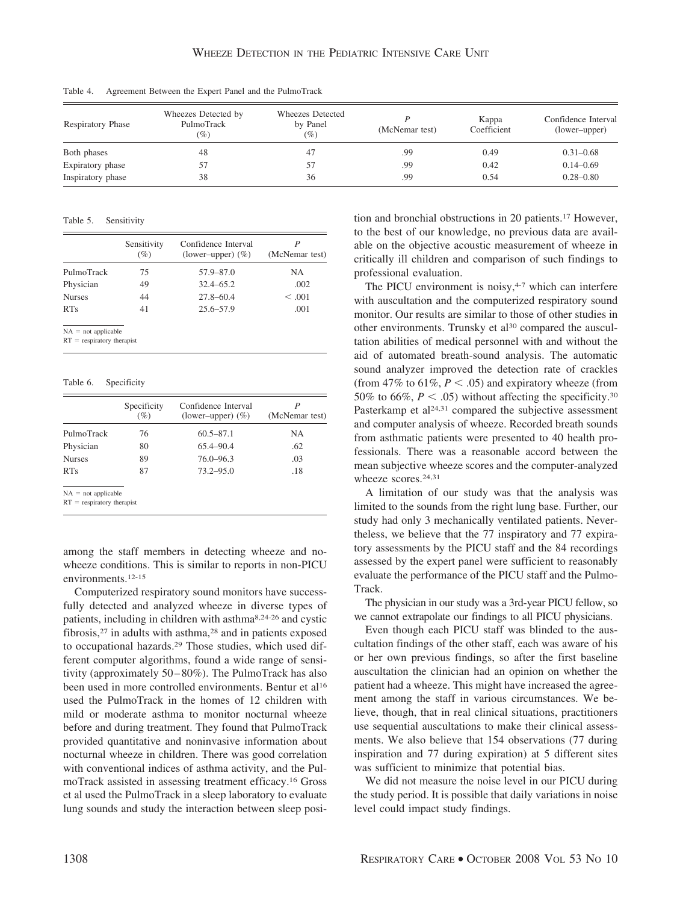Table 4. Agreement Between the Expert Panel and the PulmoTrack

| Respiratory Phase | Wheezes Detected by PulmoTrack (%) | Wheezes Detected by Panel (%) | $P$ (McNemar test) | Kappa Coefficient | Confidence Interval (lower–upper) |
|---|---|---|---|---|---|
| Both phases | 48 | 47 | .99 | 0.49 | 0.31–0.68 |
| Expiratory phase | 57 | 57 | .99 | 0.42 | 0.14–0.69 |
| Inspiratory phase | 38 | 36 | .99 | 0.54 | 0.28–0.80 |

Table 5. Sensitivity

| | Sensitivity (%) | Confidence Interval (lower–upper) (%) | $P$ (McNemar test) |
|---|---|---|---|
| PulmoTrack | 75 | 57.9–87.0 | NA |
| Physician | 49 | 32.4–65.2 | .002 |
| Nurses | 44 | 27.8–60.4 | < .001 |
| RTs | 41 | 25.6–57.9 | .001 |

NA = not applicable
RT = respiratory therapist

Table 6. Specificity

| | Specificity (%) | Confidence Interval (lower–upper) (%) | $P$ (McNemar test) |
|---|---|---|---|
| PulmoTrack | 76 | 60.5–87.1 | NA |
| Physician | 80 | 65.4–90.4 | .62 |
| Nurses | 89 | 76.0–96.3 | .03 |
| RTs | 87 | 73.2–95.0 | .18 |

NA = not applicable
RT = respiratory therapist

among the staff members in detecting wheeze and no-wheeze conditions. This is similar to reports in non-PICU environments.[12-15]

Computerized respiratory sound monitors have successfully detected and analyzed wheeze in diverse types of patients, including in children with asthma[8,24-26] and cystic fibrosis,[27] in adults with asthma,[28] and in patients exposed to occupational hazards.[29] Those studies, which used different computer algorithms, found a wide range of sensitivity (approximately 50–80%). The PulmoTrack has also been used in more controlled environments. Bentur et al[16] used the PulmoTrack in the homes of 12 children with mild or moderate asthma to monitor nocturnal wheeze before and during treatment. They found that PulmoTrack provided quantitative and noninvasive information about nocturnal wheeze in children. There was good correlation with conventional indices of asthma activity, and the PulmoTrack assisted in assessing treatment efficacy.[16] Gross et al used the PulmoTrack in a sleep laboratory to evaluate lung sounds and study the interaction between sleep position and bronchial obstructions in 20 patients.[17] However, to the best of our knowledge, no previous data are available on the objective acoustic measurement of wheeze in critically ill children and comparison of such findings to professional evaluation.

The PICU environment is noisy,[4-7] which can interfere with auscultation and the computerized respiratory sound monitor. Our results are similar to those of other studies in other environments. Trunsky et al[30] compared the auscultation abilities of medical personnel with and without the aid of automated breath-sound analysis. The automatic sound analyzer improved the detection rate of crackles (from 47% to 61%, $P < .05$) and expiratory wheeze (from 50% to 66%, $P < .05$) without affecting the specificity.[30] Pasterkamp et al[24,31] compared the subjective assessment and computer analysis of wheeze. Recorded breath sounds from asthmatic patients were presented to 40 health professionals. There was a reasonable accord between the mean subjective wheeze scores and the computer-analyzed wheeze scores.[24,31]

A limitation of our study was that the analysis was limited to the sounds from the right lung base. Further, our study had only 3 mechanically ventilated patients. Nevertheless, we believe that the 77 inspiratory and 77 expiratory assessments by the PICU staff and the 84 recordings assessed by the expert panel were sufficient to reasonably evaluate the performance of the PICU staff and the PulmoTrack.

The physician in our study was a 3rd-year PICU fellow, so we cannot extrapolate our findings to all PICU physicians.

Even though each PICU staff was blinded to the auscultation findings of the other staff, each was aware of his or her own previous findings, so after the first baseline auscultation the clinician had an opinion on whether the patient had a wheeze. This might have increased the agreement among the staff in various circumstances. We believe, though, that in real clinical situations, practitioners use sequential auscultations to make their clinical assessments. We also believe that 154 observations (77 during inspiration and 77 during expiration) at 5 different sites was sufficient to minimize that potential bias.

We did not measure the noise level in our PICU during the study period. It is possible that daily variations in noise level could impact study findings.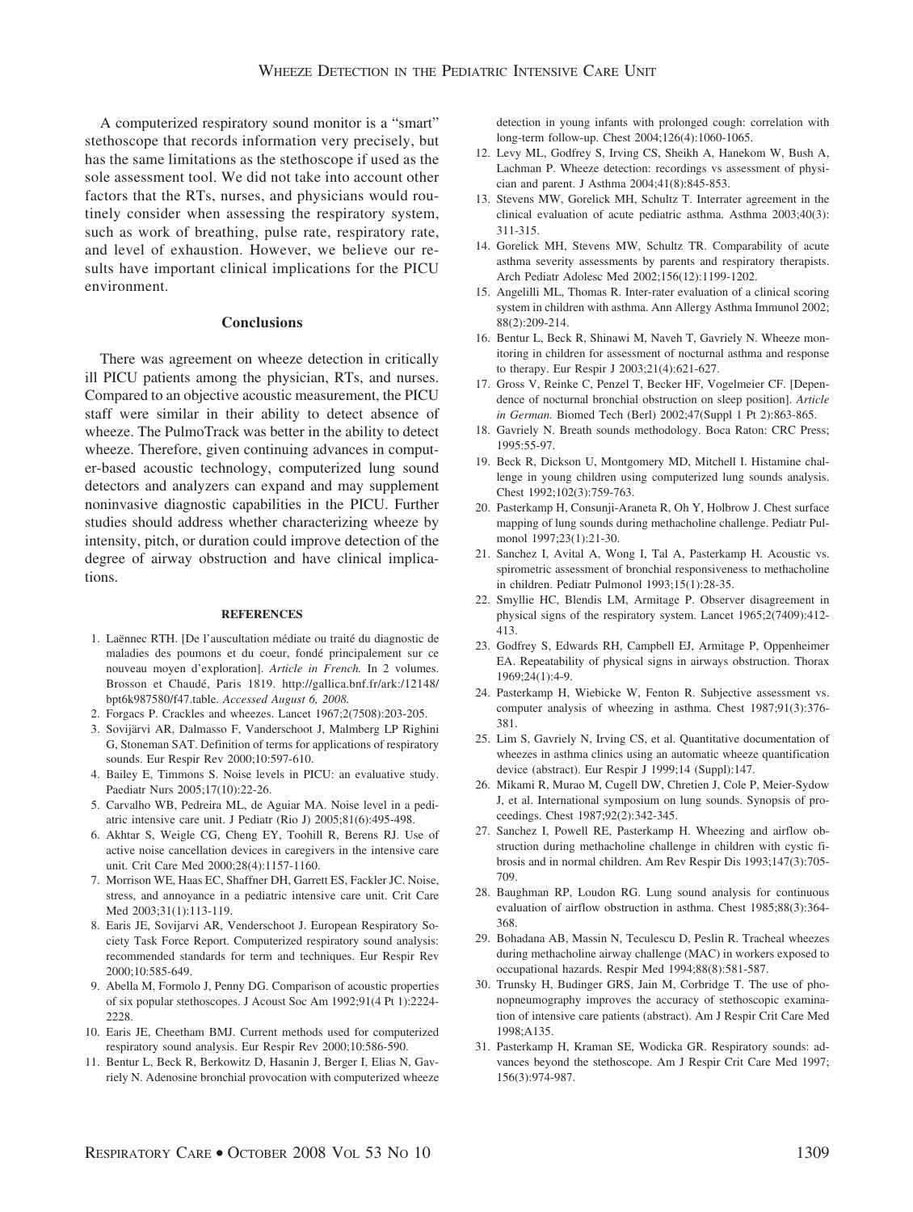A computerized respiratory sound monitor is a "smart" stethoscope that records information very precisely, but has the same limitations as the stethoscope if used as the sole assessment tool. We did not take into account other factors that the RTs, nurses, and physicians would routinely consider when assessing the respiratory system, such as work of breathing, pulse rate, respiratory rate, and level of exhaustion. However, we believe our results have important clinical implications for the PICU environment.

## Conclusions

There was agreement on wheeze detection in critically ill PICU patients among the physician, RTs, and nurses. Compared to an objective acoustic measurement, the PICU staff were similar in their ability to detect absence of wheeze. The PulmoTrack was better in the ability to detect wheeze. Therefore, given continuing advances in computer-based acoustic technology, computerized lung sound detectors and analyzers can expand and may supplement noninvasive diagnostic capabilities in the PICU. Further studies should address whether characterizing wheeze by intensity, pitch, or duration could improve detection of the degree of airway obstruction and have clinical implications.

## REFERENCES

1. Laënnec RTH. [De l'auscultation médiate ou traité du diagnostic de maladies des poumons et du coeur, fondé principalement sur ce nouveau moyen d'exploration]. *Article in French.* In 2 volumes. Brosson et Chaudé, Paris 1819. http://gallica.bnf.fr/ark:/12148/bpt6k987580/f47.table. *Accessed August 6, 2008.*
2. Forgacs P. Crackles and wheezes. Lancet 1967;2(7508):203-205.
3. Sovijärvi AR, Dalmasso F, Vanderschoot J, Malmberg LP Righini G, Stoneman SAT. Definition of terms for applications of respiratory sounds. Eur Respir Rev 2000;10:597-610.
4. Bailey E, Timmons S. Noise levels in PICU: an evaluative study. Paediatr Nurs 2005;17(10):22-26.
5. Carvalho WB, Pedreira ML, de Aguiar MA. Noise level in a pediatric intensive care unit. J Pediatr (Rio J) 2005;81(6):495-498.
6. Akhtar S, Weigle CG, Cheng EY, Toohill R, Berens RJ. Use of active noise cancellation devices in caregivers in the intensive care unit. Crit Care Med 2000;28(4):1157-1160.
7. Morrison WE, Haas EC, Shaffner DH, Garrett ES, Fackler JC. Noise, stress, and annoyance in a pediatric intensive care unit. Crit Care Med 2003;31(1):113-119.
8. Earis JE, Sovijarvi AR, Venderschoot J. European Respiratory Society Task Force Report. Computerized respiratory sound analysis: recommended standards for term and techniques. Eur Respir Rev 2000;10:585-649.
9. Abella M, Formolo J, Penny DG. Comparison of acoustic properties of six popular stethoscopes. J Acoust Soc Am 1992;91(4 Pt 1):2224-2228.
10. Earis JE, Cheetham BMJ. Current methods used for computerized respiratory sound analysis. Eur Respir Rev 2000;10:586-590.
11. Bentur L, Beck R, Berkowitz D, Hasanin J, Berger I, Elias N, Gavriely N. Adenosine bronchial provocation with computerized wheeze detection in young infants with prolonged cough: correlation with long-term follow-up. Chest 2004;126(4):1060-1065.
12. Levy ML, Godfrey S, Irving CS, Sheikh A, Hanekom W, Bush A, Lachman P. Wheeze detection: recordings vs assessment of physician and parent. J Asthma 2004;41(8):845-853.
13. Stevens MW, Gorelick MH, Schultz T. Interrater agreement in the clinical evaluation of acute pediatric asthma. Asthma 2003;40(3):311-315.
14. Gorelick MH, Stevens MW, Schultz TR. Comparability of acute asthma severity assessments by parents and respiratory therapists. Arch Pediatr Adolesc Med 2002;156(12):1199-1202.
15. Angelilli ML, Thomas R. Inter-rater evaluation of a clinical scoring system in children with asthma. Ann Allergy Asthma Immunol 2002;88(2):209-214.
16. Bentur L, Beck R, Shinawi M, Naveh T, Gavriely N. Wheeze monitoring in children for assessment of nocturnal asthma and response to therapy. Eur Respir J 2003;21(4):621-627.
17. Gross V, Reinke C, Penzel T, Becker HF, Vogelmeier CF. [Dependence of nocturnal bronchial obstruction on sleep position]. *Article in German.* Biomed Tech (Berl) 2002;47(Suppl 1 Pt 2):863-865.
18. Gavriely N. Breath sounds methodology. Boca Raton: CRC Press; 1995:55-97.
19. Beck R, Dickson U, Montgomery MD, Mitchell I. Histamine challenge in young children using computerized lung sounds analysis. Chest 1992;102(3):759-763.
20. Pasterkamp H, Consunji-Araneta R, Oh Y, Holbrow J. Chest surface mapping of lung sounds during methacholine challenge. Pediatr Pulmonol 1997;23(1):21-30.
21. Sanchez I, Avital A, Wong I, Tal A, Pasterkamp H. Acoustic vs. spirometric assessment of bronchial responsiveness to methacholine in children. Pediatr Pulmonol 1993;15(1):28-35.
22. Smyllie HC, Blendis LM, Armitage P. Observer disagreement in physical signs of the respiratory system. Lancet 1965;2(7409):412-413.
23. Godfrey S, Edwards RH, Campbell EJ, Armitage P, Oppenheimer EA. Repeatability of physical signs in airways obstruction. Thorax 1969;24(1):4-9.
24. Pasterkamp H, Wiebicke W, Fenton R. Subjective assessment vs. computer analysis of wheezing in asthma. Chest 1987;91(3):376-381.
25. Lim S, Gavriely N, Irving CS, et al. Quantitative documentation of wheezes in asthma clinics using an automatic wheeze quantification device (abstract). Eur Respir J 1999;14 (Suppl):147.
26. Mikami R, Murao M, Cugell DW, Chretien J, Cole P, Meier-Sydow J, et al. International symposium on lung sounds. Synopsis of proceedings. Chest 1987;92(2):342-345.
27. Sanchez I, Powell RE, Pasterkamp H. Wheezing and airflow obstruction during methacholine challenge in children with cystic fibrosis and in normal children. Am Rev Respir Dis 1993;147(3):705-709.
28. Baughman RP, Loudon RG. Lung sound analysis for continuous evaluation of airflow obstruction in asthma. Chest 1985;88(3):364-368.
29. Bohadana AB, Massin N, Teculescu D, Peslin R. Tracheal wheezes during methacholine airway challenge (MAC) in workers exposed to occupational hazards. Respir Med 1994;88(8):581-587.
30. Trunsky H, Budinger GRS, Jain M, Corbridge T. The use of phonopneumography improves the accuracy of stethoscopic examination of intensive care patients (abstract). Am J Respir Crit Care Med 1998;A135.
31. Pasterkamp H, Kraman SE, Wodicka GR. Respiratory sounds: advances beyond the stethoscope. Am J Respir Crit Care Med 1997;156(3):974-987.